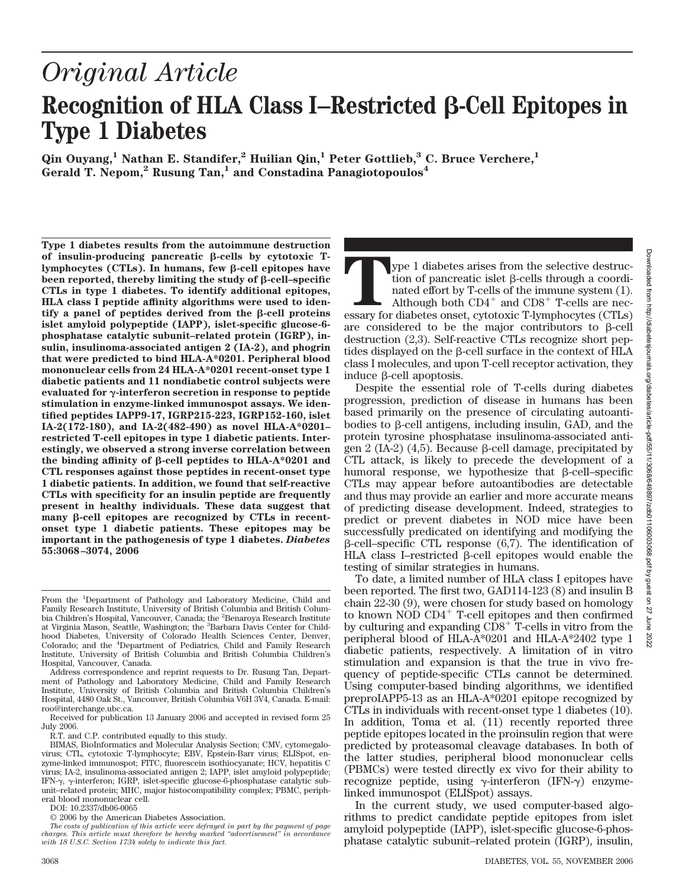# Original Article

# Recognition of HLA Class I–Restricted β-Cell Epitopes in Type 1 Diabetes

Qin Ouyang,[1] Nathan E. Standifer,[2] Huilian Qin,[1] Peter Gottlieb,[3] C. Bruce Verchere,[1] Gerald T. Nepom,[2] Rusung Tan,[1] and Constadina Panagiotopoulos[4]

**Type 1 diabetes results from the autoimmune destruction of insulin-producing pancreatic β-cells by cytotoxic T-lymphocytes (CTLs). In humans, few β-cell epitopes have been reported, thereby limiting the study of β-cell–specific CTLs in type 1 diabetes. To identify additional epitopes, HLA class I peptide affinity algorithms were used to identify a panel of peptides derived from the β-cell proteins islet amyloid polypeptide (IAPP), islet-specific glucose-6-phosphatase catalytic subunit–related protein (IGRP), insulin, insulinoma-associated antigen 2 (IA-2), and phogrin that were predicted to bind HLA-A*0201. Peripheral blood mononuclear cells from 24 HLA-A*0201 recent-onset type 1 diabetic patients and 11 nondiabetic control subjects were evaluated for γ-interferon secretion in response to peptide stimulation in enzyme-linked immunospot assays. We identified peptides IAPP9-17, IGRP215-223, IGRP152-160, islet IA-2(172-180), and IA-2(482-490) as novel HLA-A*0201–restricted T-cell epitopes in type 1 diabetic patients. Interestingly, we observed a strong inverse correlation between the binding affinity of β-cell peptides to HLA-A*0201 and CTL responses against those peptides in recent-onset type 1 diabetic patients. In addition, we found that self-reactive CTLs with specificity for an insulin peptide are frequently present in healthy individuals. These data suggest that many β-cell epitopes are recognized by CTLs in recent-onset type 1 diabetic patients. These epitopes may be important in the pathogenesis of type 1 diabetes.** ***Diabetes* 55:3068–3074, 2006**

Type 1 diabetes arises from the selective destruction of pancreatic islet β-cells through a coordinated effort by T-cells of the immune system (1). Although both $CD4^+$ and $CD8^+$ T-cells are necessary for diabetes onset, cytotoxic T-lymphocytes (CTLs) are considered to be the major contributors to β-cell destruction (2,3). Self-reactive CTLs recognize short peptides displayed on the β-cell surface in the context of HLA class I molecules, and upon T-cell receptor activation, they induce β-cell apoptosis.

Despite the essential role of T-cells during diabetes progression, prediction of disease in humans has been based primarily on the presence of circulating autoantibodies to β-cell antigens, including insulin, GAD, and the protein tyrosine phosphatase insulinoma-associated antigen 2 (IA-2) (4,5). Because β-cell damage, precipitated by CTL attack, is likely to precede the development of a humoral response, we hypothesize that β-cell–specific CTLs may appear before autoantibodies are detectable and thus may provide an earlier and more accurate means of predicting disease development. Indeed, strategies to predict or prevent diabetes in NOD mice have been successfully predicated on identifying and modifying the β-cell–specific CTL response (6,7). The identification of HLA class I–restricted β-cell epitopes would enable the testing of similar strategies in humans.

To date, a limited number of HLA class I epitopes have been reported. The first two, GAD114-123 (8) and insulin B chain 22-30 (9), were chosen for study based on homology to known NOD $CD4^+$ T-cell epitopes and then confirmed by culturing and expanding $CD8^+$ T-cells in vitro from the peripheral blood of HLA-A*0201 and HLA-A*2402 type 1 diabetic patients, respectively. A limitation of in vitro stimulation and expansion is that the true in vivo frequency of peptide-specific CTLs cannot be determined. Using computer-based binding algorithms, we identified preproIAPP5-13 as an HLA-A*0201 epitope recognized by CTLs in individuals with recent-onset type 1 diabetes (10). In addition, Toma et al. (11) recently reported three peptide epitopes located in the proinsulin region that were predicted by proteasomal cleavage databases. In both of the latter studies, peripheral blood mononuclear cells (PBMCs) were tested directly ex vivo for their ability to recognize peptide, using γ-interferon (IFN-γ) enzyme-linked immunospot (ELISpot) assays.

In the current study, we used computer-based algorithms to predict candidate peptide epitopes from islet amyloid polypeptide (IAPP), islet-specific glucose-6-phosphatase catalytic subunit–related protein (IGRP), insulin,

---

From the [1]Department of Pathology and Laboratory Medicine, Child and Family Research Institute, University of British Columbia and British Columbia Children's Hospital, Vancouver, Canada; the [2]Benaroya Research Institute at Virginia Mason, Seattle, Washington; the [3]Barbara Davis Center for Childhood Diabetes, University of Colorado Health Sciences Center, Denver, Colorado; and the [4]Department of Pediatrics, Child and Family Research Institute, University of British Columbia and British Columbia Children's Hospital, Vancouver, Canada.

Address correspondence and reprint requests to Dr. Rusung Tan, Department of Pathology and Laboratory Medicine, Child and Family Research Institute, University of British Columbia and British Columbia Children's Hospital, 4480 Oak St., Vancouver, British Columbia V6H 3V4, Canada. E-mail: roo@interchange.ubc.ca.

Received for publication 13 January 2006 and accepted in revised form 25 July 2006.

R.T. and C.P. contributed equally to this study.

BIMAS, BioInformatics and Molecular Analysis Section; CMV, cytomegalovirus; CTL, cytotoxic T-lymphocyte; EBV, Epstein-Barr virus; ELISpot, enzyme-linked immunospot; FITC, fluorescein isothiocyanate; HCV, hepatitis C virus; IA-2, insulinoma-associated antigen 2; IAPP, islet amyloid polypeptide; IFN-γ, γ-interferon; IGRP, islet-specific glucose-6-phosphatase catalytic subunit–related protein; MHC, major histocompatibility complex; PBMC, peripheral blood mononuclear cell.

DOI: 10.2337/db06-0065

© 2006 by the American Diabetes Association.

*The costs of publication of this article were defrayed in part by the payment of page charges. This article must therefore be hereby marked "advertisement" in accordance with 18 U.S.C. Section 1734 solely to indicate this fact.*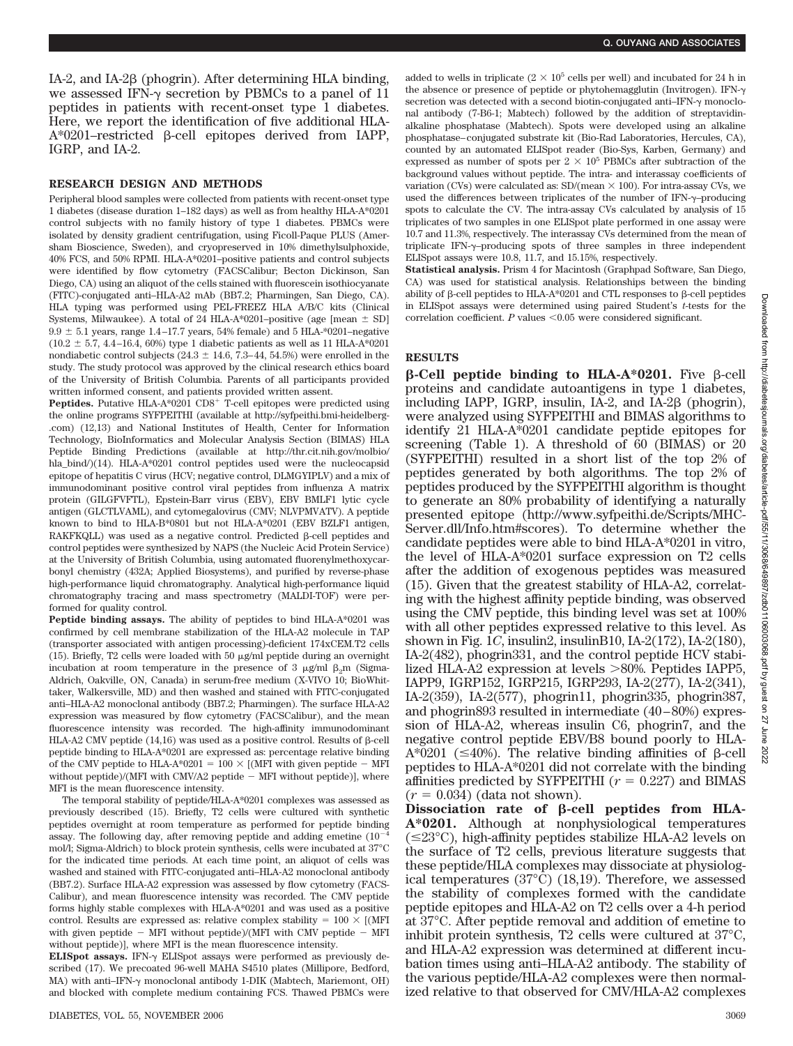IA-2, and IA-2β (phogrin). After determining HLA binding, we assessed IFN-γ secretion by PBMCs to a panel of 11 peptides in patients with recent-onset type 1 diabetes. Here, we report the identification of five additional HLA-A*0201–restricted β-cell epitopes derived from IAPP, IGRP, and IA-2.

## RESEARCH DESIGN AND METHODS

Peripheral blood samples were collected from patients with recent-onset type 1 diabetes (disease duration 1–182 days) as well as from healthy HLA-A*0201 control subjects with no family history of type 1 diabetes. PBMCs were isolated by density gradient centrifugation, using Ficoll-Paque PLUS (Amersham Bioscience, Sweden), and cryopreserved in 10% dimethylsulphoxide, 40% FCS, and 50% RPMI. HLA-A*0201–positive patients and control subjects were identified by flow cytometry (FACSCalibur; Becton Dickinson, San Diego, CA) using an aliquot of the cells stained with fluorescein isothiocyanate (FITC)-conjugated anti–HLA-A2 mAb (BB7.2; Pharmingen, San Diego, CA). HLA typing was performed using PEL-FREEZ HLA A/B/C kits (Clinical Systems, Milwaukee). A total of 24 HLA-A*0201–positive (age [mean ± SD] 9.9 ± 5.1 years, range 1.4–17.7 years, 54% female) and 5 HLA-*0201–negative (10.2 ± 5.7, 4.4–16.4, 60%) type 1 diabetic patients as well as 11 HLA-A*0201 nondiabetic control subjects (24.3 ± 14.6, 7.3–44, 54.5%) were enrolled in the study. The study protocol was approved by the clinical research ethics board of the University of British Columbia. Parents of all participants provided written informed consent, and patients provided written assent.

**Peptides.** Putative HLA-A*0201 $CD8^+$ T-cell epitopes were predicted using the online programs SYFPEITHI (available at http://syfpeithi.bmi-heidelberg.com) (12,13) and National Institutes of Health, Center for Information Technology, BioInformatics and Molecular Analysis Section (BIMAS) HLA Peptide Binding Predictions (available at http://thr.cit.nih.gov/molbio/hla_bind/)(14). HLA-A*0201 control peptides used were the nucleocapsid epitope of hepatitis C virus (HCV; negative control, DLMGYIPLV) and a mix of immunodominant positive control viral peptides from influenza A matrix protein (GILGFVFTL), Epstein-Barr virus (EBV), EBV BMLF1 lytic cycle antigen (GLCTLVAML), and cytomegalovirus (CMV; NLVPMVATV). A peptide known to bind to HLA-B*0801 but not HLA-A*0201 (EBV BZLF1 antigen, RAKFKQLL) was used as a negative control. Predicted β-cell peptides and control peptides were synthesized by NAPS (the Nucleic Acid Protein Service) at the University of British Columbia, using automated fluorenylmethoxycarbonyl chemistry (432A; Applied Biosystems), and purified by reverse-phase high-performance liquid chromatography. Analytical high-performance liquid chromatography tracing and mass spectrometry (MALDI-TOF) were performed for quality control.

**Peptide binding assays.** The ability of peptides to bind HLA-A*0201 was confirmed by cell membrane stabilization of the HLA-A2 molecule in TAP (transporter associated with antigen processing)-deficient 174xCEM.T2 cells (15). Briefly, T2 cells were loaded with 50 μg/ml peptide during an overnight incubation at room temperature in the presence of 3 μg/ml $β_2$m (Sigma-Aldrich, Oakville, ON, Canada) in serum-free medium (X-VIVO 10; BioWhittaker, Walkersville, MD) and then washed and stained with FITC-conjugated anti–HLA-A2 monoclonal antibody (BB7.2; Pharmingen). The surface HLA-A2 expression was measured by flow cytometry (FACSCalibur), and the mean fluorescence intensity was recorded. The high-affinity immunodominant HLA-A2 CMV peptide (14,16) was used as a positive control. Results of β-cell peptide binding to HLA-A*0201 are expressed as: percentage relative binding of the CMV peptide to HLA-A*0201 = 100 × [(MFI with given peptide − MFI without peptide)/(MFI with CMV/A2 peptide − MFI without peptide)], where MFI is the mean fluorescence intensity.

The temporal stability of peptide/HLA-A*0201 complexes was assessed as previously described (15). Briefly, T2 cells were cultured with synthetic peptides overnight at room temperature as performed for peptide binding assay. The following day, after removing peptide and adding emetine ($10^{-4}$ mol/l; Sigma-Aldrich) to block protein synthesis, cells were incubated at 37°C for the indicated time periods. At each time point, an aliquot of cells was washed and stained with FITC-conjugated anti–HLA-A2 monoclonal antibody (BB7.2). Surface HLA-A2 expression was assessed by flow cytometry (FACS-Calibur), and mean fluorescence intensity was recorded. The CMV peptide forms highly stable complexes with HLA-A*0201 and was used as a positive control. Results are expressed as: relative complex stability = 100 × [(MFI with given peptide − MFI without peptide)/(MFI with CMV peptide − MFI without peptide)], where MFI is the mean fluorescence intensity.

**ELISpot assays.** IFN-γ ELISpot assays were performed as previously described (17). We precoated 96-well MAHA S4510 plates (Millipore, Bedford, MA) with anti–IFN-γ monoclonal antibody 1-DIK (Mabtech, Mariemont, OH) and blocked with complete medium containing FCS. Thawed PBMCs were added to wells in triplicate ($2 \times 10^5$ cells per well) and incubated for 24 h in the absence or presence of peptide or phytohemagglutin (Invitrogen). IFN-γ secretion was detected with a second biotin-conjugated anti–IFN-γ monoclonal antibody (7-B6-1; Mabtech) followed by the addition of streptavidin-alkaline phosphatase (Mabtech). Spots were developed using an alkaline phosphatase–conjugated substrate kit (Bio-Rad Laboratories, Hercules, CA), counted by an automated ELISpot reader (Bio-Sys, Karben, Germany) and expressed as number of spots per $2 \times 10^5$ PBMCs after subtraction of the background values without peptide. The intra- and interassay coefficients of variation (CVs) were calculated as: SD/(mean × 100). For intra-assay CVs, we used the differences between triplicates of the number of IFN-γ–producing spots to calculate the CV. The intra-assay CVs calculated by analysis of 15 triplicates of two samples in one ELISpot plate performed in one assay were 10.7 and 11.3%, respectively. The interassay CVs determined from the mean of triplicate IFN-γ–producing spots of three samples in three independent ELISpot assays were 10.8, 11.7, and 15.15%, respectively.

**Statistical analysis.** Prism 4 for Macintosh (Graphpad Software, San Diego, CA) was used for statistical analysis. Relationships between the binding ability of β-cell peptides to HLA-A*0201 and CTL responses to β-cell peptides in ELISpot assays were determined using paired Student's *t*-tests for the correlation coefficient. *P* values <0.05 were considered significant.

## RESULTS

**β-Cell peptide binding to HLA-A*0201.** Five β-cell proteins and candidate autoantigens in type 1 diabetes, including IAPP, IGRP, insulin, IA-2, and IA-2β (phogrin), were analyzed using SYFPEITHI and BIMAS algorithms to identify 21 HLA-A*0201 candidate peptide epitopes for screening (Table 1). A threshold of 60 (BIMAS) or 20 (SYFPEITHI) resulted in a short list of the top 2% of peptides generated by both algorithms. The top 2% of peptides produced by the SYFPEITHI algorithm is thought to generate an 80% probability of identifying a naturally presented epitope (http://www.syfpeithi.de/Scripts/MHC-Server.dll/Info.htm#scores). To determine whether the candidate peptides were able to bind HLA-A*0201 in vitro, the level of HLA-A*0201 surface expression on T2 cells after the addition of exogenous peptides was measured (15). Given that the greatest stability of HLA-A2, correlating with the highest affinity peptide binding, was observed using the CMV peptide, this binding level was set at 100% with all other peptides expressed relative to this level. As shown in Fig. 1*C*, insulin2, insulinB10, IA-2(172), IA-2(180), IA-2(482), phogrin331, and the control peptide HCV stabilized HLA-A2 expression at levels >80%. Peptides IAPP5, IAPP9, IGRP152, IGRP215, IGRP293, IA-2(277), IA-2(341), IA-2(359), IA-2(577), phogrin11, phogrin335, phogrin387, and phogrin893 resulted in intermediate (40–80%) expression of HLA-A2, whereas insulin C6, phogrin7, and the negative control peptide EBV/B8 bound poorly to HLA-A*0201 (≤40%). The relative binding affinities of β-cell peptides to HLA-A*0201 did not correlate with the binding affinities predicted by SYFPEITHI ($r = 0.227$) and BIMAS ($r = 0.034$) (data not shown).

**Dissociation rate of β-cell peptides from HLA-A*0201.** Although at nonphysiological temperatures (≤23°C), high-affinity peptides stabilize HLA-A2 levels on the surface of T2 cells, previous literature suggests that these peptide/HLA complexes may dissociate at physiological temperatures (37°C) (18,19). Therefore, we assessed the stability of complexes formed with the candidate peptide epitopes and HLA-A2 on T2 cells over a 4-h period at 37°C. After peptide removal and addition of emetine to inhibit protein synthesis, T2 cells were cultured at 37°C, and HLA-A2 expression was determined at different incubation times using anti–HLA-A2 antibody. The stability of the various peptide/HLA-A2 complexes were then normalized relative to that observed for CMV/HLA-A2 complexes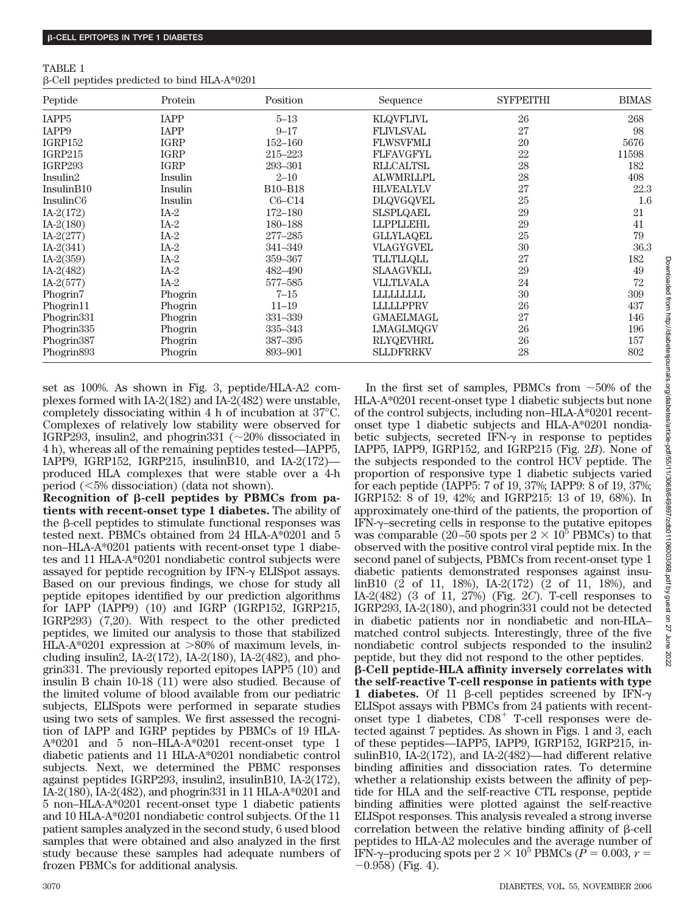TABLE 1
β-Cell peptides predicted to bind HLA-A*0201

| Peptide | Protein | Position | Sequence | SYFPEITHI | BIMAS |
|---|---|---|---|---|---|
| IAPP5 | IAPP | 5–13 | KLQVFLIVL | 26 | 268 |
| IAPP9 | IAPP | 9–17 | FLIVLSVAL | 27 | 98 |
| IGRP152 | IGRP | 152–160 | FLWSVFMLI | 20 | 5676 |
| IGRP215 | IGRP | 215–223 | FLFAVGFYL | 22 | 11598 |
| IGRP293 | IGRP | 293–301 | RLLCALTSL | 28 | 182 |
| Insulin2 | Insulin | 2–10 | ALWMRLLPL | 28 | 408 |
| InsulinB10 | Insulin | B10–B18 | HLVEALYLV | 27 | 22.3 |
| InsulinC6 | Insulin | C6–C14 | DLQVGQVEL | 25 | 1.6 |
| IA-2(172) | IA-2 | 172–180 | SLSPLQAEL | 29 | 21 |
| IA-2(180) | IA-2 | 180–188 | LLPPLLEHL | 29 | 41 |
| IA-2(277) | IA-2 | 277–285 | GLLYLAQEL | 25 | 79 |
| IA-2(341) | IA-2 | 341–349 | VLAGYGVEL | 30 | 36.3 |
| IA-2(359) | IA-2 | 359–367 | TLLTLLQLL | 27 | 182 |
| IA-2(482) | IA-2 | 482–490 | SLAAGVKLL | 29 | 49 |
| IA-2(577) | IA-2 | 577–585 | VLLTLVALA | 24 | 72 |
| Phogrin7 | Phogrin | 7–15 | LLLLLLLLL | 30 | 309 |
| Phogrin11 | Phogrin | 11–19 | LLLLLPPRV | 26 | 437 |
| Phogrin331 | Phogrin | 331–339 | GMAELMAGL | 27 | 146 |
| Phogrin335 | Phogrin | 335–343 | LMAGLMQGV | 26 | 196 |
| Phogrin387 | Phogrin | 387–395 | RLYQEVHRL | 26 | 157 |
| Phogrin893 | Phogrin | 893–901 | SLLDFRRKV | 28 | 802 |

set as 100%. As shown in Fig. 3, peptide/HLA-A2 complexes formed with IA-2(182) and IA-2(482) were unstable, completely dissociating within 4 h of incubation at 37°C. Complexes of relatively low stability were observed for IGRP293, insulin2, and phogrin331 (~20% dissociated in 4 h), whereas all of the remaining peptides tested—IAPP5, IAPP9, IGRP152, IGRP215, insulinB10, and IA-2(172)—produced HLA complexes that were stable over a 4-h period (<5% dissociation) (data not shown).

**Recognition of β-cell peptides by PBMCs from patients with recent-onset type 1 diabetes.** The ability of the β-cell peptides to stimulate functional responses was tested next. PBMCs obtained from 24 HLA-A*0201 and 5 non–HLA-A*0201 patients with recent-onset type 1 diabetes and 11 HLA-A*0201 nondiabetic control subjects were assayed for peptide recognition by IFN-γ ELISpot assays. Based on our previous findings, we chose for study all peptide epitopes identified by our prediction algorithms for IAPP (IAPP9) (10) and IGRP (IGRP152, IGRP215, IGRP293) (7,20). With respect to the other predicted peptides, we limited our analysis to those that stabilized HLA-A*0201 expression at >80% of maximum levels, including insulin2, IA-2(172), IA-2(180), IA-2(482), and phogrin331. The previously reported epitopes IAPP5 (10) and insulin B chain 10-18 (11) were also studied. Because of the limited volume of blood available from our pediatric subjects, ELISpots were performed in separate studies using two sets of samples. We first assessed the recognition of IAPP and IGRP peptides by PBMCs of 19 HLA-A*0201 and 5 non–HLA-A*0201 recent-onset type 1 diabetic patients and 11 HLA-A*0201 nondiabetic control subjects. Next, we determined the PBMC responses against peptides IGRP293, insulin2, insulinB10, IA-2(172), IA-2(180), IA-2(482), and phogrin331 in 11 HLA-A*0201 and 5 non–HLA-A*0201 recent-onset type 1 diabetic patients and 10 HLA-A*0201 nondiabetic control subjects. Of the 11 patient samples analyzed in the second study, 6 used blood samples that were obtained and also analyzed in the first study because these samples had adequate numbers of frozen PBMCs for additional analysis.

In the first set of samples, PBMCs from ~50% of the HLA-A*0201 recent-onset type 1 diabetic subjects but none of the control subjects, including non–HLA-A*0201 recent-onset type 1 diabetic subjects and HLA-A*0201 nondiabetic subjects, secreted IFN-γ in response to peptides IAPP5, IAPP9, IGRP152, and IGRP215 (Fig. 2*B*). None of the subjects responded to the control HCV peptide. The proportion of responsive type 1 diabetic subjects varied for each peptide (IAPP5: 7 of 19, 37%; IAPP9: 8 of 19, 37%; IGRP152: 8 of 19, 42%; and IGRP215: 13 of 19, 68%). In approximately one-third of the patients, the proportion of IFN-γ–secreting cells in response to the putative epitopes was comparable (20–50 spots per $2 \times 10^5$ PBMCs) to that observed with the positive control viral peptide mix. In the second panel of subjects, PBMCs from recent-onset type 1 diabetic patients demonstrated responses against insulinB10 (2 of 11, 18%), IA-2(172) (2 of 11, 18%), and IA-2(482) (3 of 11, 27%) (Fig. 2*C*). T-cell responses to IGRP293, IA-2(180), and phogrin331 could not be detected in diabetic patients nor in nondiabetic and non-HLA–matched control subjects. Interestingly, three of the five nondiabetic control subjects responded to the insulin2 peptide, but they did not respond to the other peptides.

**β-Cell peptide-HLA affinity inversely correlates with the self-reactive T-cell response in patients with type 1 diabetes.** Of 11 β-cell peptides screened by IFN-γ ELISpot assays with PBMCs from 24 patients with recent-onset type 1 diabetes, $CD8^+$ T-cell responses were detected against 7 peptides. As shown in Figs. 1 and 3, each of these peptides—IAPP5, IAPP9, IGRP152, IGRP215, insulinB10, IA-2(172), and IA-2(482)—had different relative binding affinities and dissociation rates. To determine whether a relationship exists between the affinity of peptide for HLA and the self-reactive CTL response, peptide binding affinities were plotted against the self-reactive ELISpot responses. This analysis revealed a strong inverse correlation between the relative binding affinity of β-cell peptides to HLA-A2 molecules and the average number of IFN-γ–producing spots per $2 \times 10^5$ PBMCs ($P = 0.003$, $r = -0.958$) (Fig. 4).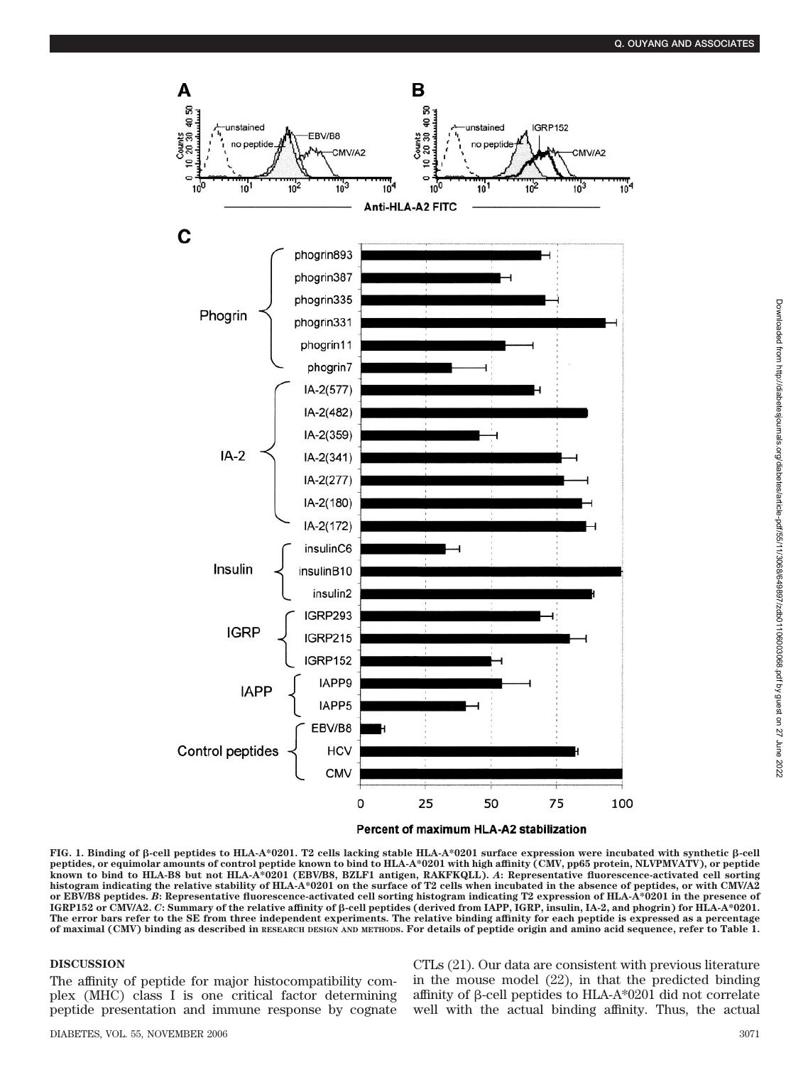**FIG. 1. Binding of β-cell peptides to HLA-A*0201. T2 cells lacking stable HLA-A*0201 surface expression were incubated with synthetic β-cell peptides, or equimolar amounts of control peptide known to bind to HLA-A*0201 with high affinity (CMV, pp65 protein, NLVPMVATV), or peptide known to bind to HLA-B8 but not HLA-A*0201 (EBV/B8, BZLF1 antigen, RAKFKQLL). *A*: Representative fluorescence-activated cell sorting histogram indicating the relative stability of HLA-A*0201 on the surface of T2 cells when incubated in the absence of peptides, or with CMV/A2 or EBV/B8 peptides. *B*: Representative fluorescence-activated cell sorting histogram indicating T2 expression of HLA-A*0201 in the presence of IGRP152 or CMV/A2. *C*: Summary of the relative affinity of β-cell peptides (derived from IAPP, IGRP, insulin, IA-2, and phogrin) for HLA-A*0201. The error bars refer to the SE from three independent experiments. The relative binding affinity for each peptide is expressed as a percentage of maximal (CMV) binding as described in RESEARCH DESIGN AND METHODS. For details of peptide origin and amino acid sequence, refer to Table 1.**

## DISCUSSION

The affinity of peptide for major histocompatibility complex (MHC) class I is one critical factor determining peptide presentation and immune response by cognate CTLs (21). Our data are consistent with previous literature in the mouse model (22), in that the predicted binding affinity of β-cell peptides to HLA-A*0201 did not correlate well with the actual binding affinity. Thus, the actual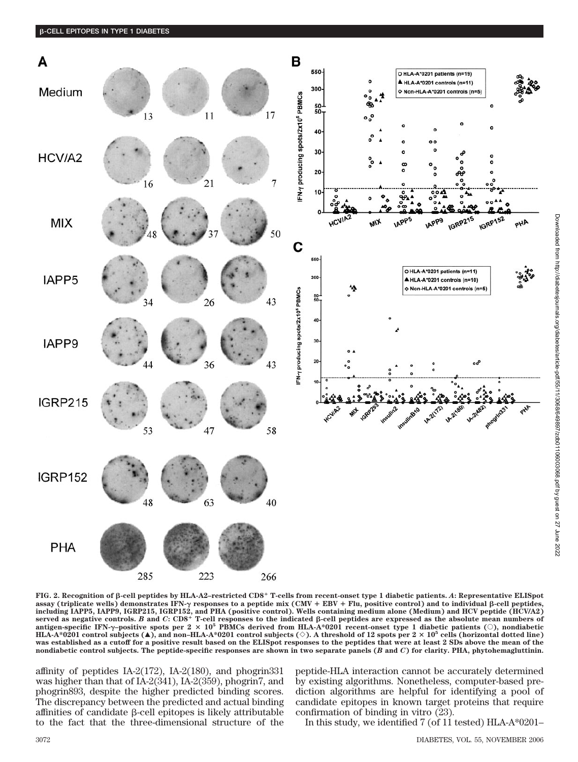FIG. 2. Recognition of β-cell peptides by HLA-A2–restricted $CD8^+$ T-cells from recent-onset type 1 diabetic patients. *A*: Representative ELISpot assay (triplicate wells) demonstrates IFN-γ responses to a peptide mix (CMV + EBV + Flu, positive control) and to individual β-cell peptides, including IAPP5, IAPP9, IGRP215, IGRP152, and PHA (positive control). Wells containing medium alone (Medium) and HCV peptide (HCV/A2) served as negative controls. *B* and *C*: $CD8^+$ T-cell responses to the indicated β-cell peptides are expressed as the absolute mean numbers of antigen-specific IFN-γ–positive spots per $2 \times 10^5$ PBMCs derived from HLA-A*0201 recent-onset type 1 diabetic patients (○), nondiabetic HLA-A*0201 control subjects (▲), and non–HLA-A*0201 control subjects (◇). A threshold of 12 spots per $2 \times 10^5$ cells (horizontal dotted line) was established as a cutoff for a positive result based on the ELISpot responses to the peptides that were at least 2 SDs above the mean of the nondiabetic control subjects. The peptide-specific responses are shown in two separate panels (*B* and *C*) for clarity. PHA, phytohemagglutinin.

affinity of peptides IA-2(172), IA-2(180), and phogrin331 was higher than that of IA-2(341), IA-2(359), phogrin7, and phogrin893, despite the higher predicted binding scores. The discrepancy between the predicted and actual binding affinities of candidate β-cell epitopes is likely attributable to the fact that the three-dimensional structure of the peptide-HLA interaction cannot be accurately determined by existing algorithms. Nonetheless, computer-based prediction algorithms are helpful for identifying a pool of candidate epitopes in known target proteins that require confirmation of binding in vitro (23).

In this study, we identified 7 (of 11 tested) HLA-A*0201–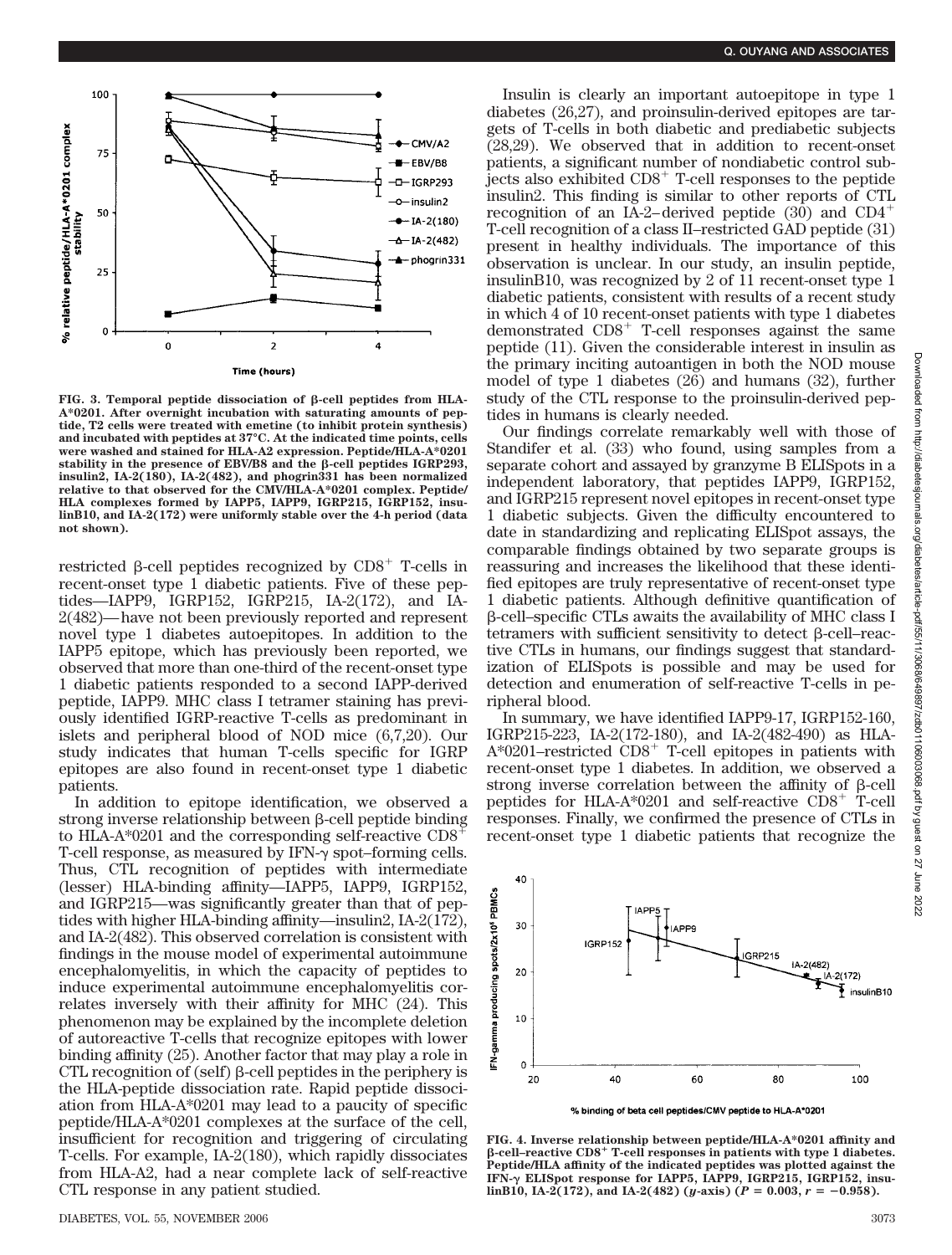FIG. 3. Temporal peptide dissociation of β-cell peptides from HLA-A*0201. After overnight incubation with saturating amounts of peptide, T2 cells were treated with emetine (to inhibit protein synthesis) and incubated with peptides at 37°C. At the indicated time points, cells were washed and stained for HLA-A2 expression. Peptide/HLA-A*0201 stability in the presence of EBV/B8 and the β-cell peptides IGRP293, insulin2, IA-2(180), IA-2(482), and phogrin331 has been normalized relative to that observed for the CMV/HLA-A*0201 complex. Peptide/HLA complexes formed by IAPP5, IAPP9, IGRP215, IGRP152, insulinB10, and IA-2(172) were uniformly stable over the 4-h period (data not shown).

restricted β-cell peptides recognized by $CD8^+$ T-cells in recent-onset type 1 diabetic patients. Five of these peptides—IAPP9, IGRP152, IGRP215, IA-2(172), and IA-2(482)—have not been previously reported and represent novel type 1 diabetes autoepitopes. In addition to the IAPP5 epitope, which has previously been reported, we observed that more than one-third of the recent-onset type 1 diabetic patients responded to a second IAPP-derived peptide, IAPP9. MHC class I tetramer staining has previously identified IGRP-reactive T-cells as predominant in islets and peripheral blood of NOD mice (6,7,20). Our study indicates that human T-cells specific for IGRP epitopes are also found in recent-onset type 1 diabetic patients.

In addition to epitope identification, we observed a strong inverse relationship between β-cell peptide binding to HLA-A*0201 and the corresponding self-reactive $CD8^+$ T-cell response, as measured by IFN-γ spot–forming cells. Thus, CTL recognition of peptides with intermediate (lesser) HLA-binding affinity—IAPP5, IAPP9, IGRP152, and IGRP215—was significantly greater than that of peptides with higher HLA-binding affinity—insulin2, IA-2(172), and IA-2(482). This observed correlation is consistent with findings in the mouse model of experimental autoimmune encephalomyelitis, in which the capacity of peptides to induce experimental autoimmune encephalomyelitis correlates inversely with their affinity for MHC (24). This phenomenon may be explained by the incomplete deletion of autoreactive T-cells that recognize epitopes with lower binding affinity (25). Another factor that may play a role in CTL recognition of (self) β-cell peptides in the periphery is the HLA-peptide dissociation rate. Rapid peptide dissociation from HLA-A*0201 may lead to a paucity of specific peptide/HLA-A*0201 complexes at the surface of the cell, insufficient for recognition and triggering of circulating T-cells. For example, IA-2(180), which rapidly dissociates from HLA-A2, had a near complete lack of self-reactive CTL response in any patient studied.

Insulin is clearly an important autoepitope in type 1 diabetes (26,27), and proinsulin-derived epitopes are targets of T-cells in both diabetic and prediabetic subjects (28,29). We observed that in addition to recent-onset patients, a significant number of nondiabetic control subjects also exhibited $CD8^+$ T-cell responses to the peptide insulin2. This finding is similar to other reports of CTL recognition of an IA-2–derived peptide (30) and $CD4^+$ T-cell recognition of a class II–restricted GAD peptide (31) present in healthy individuals. The importance of this observation is unclear. In our study, an insulin peptide, insulinB10, was recognized by 2 of 11 recent-onset type 1 diabetic patients, consistent with results of a recent study in which 4 of 10 recent-onset patients with type 1 diabetes demonstrated $CD8^+$ T-cell responses against the same peptide (11). Given the considerable interest in insulin as the primary inciting autoantigen in both the NOD mouse model of type 1 diabetes (26) and humans (32), further study of the CTL response to the proinsulin-derived peptides in humans is clearly needed.

Our findings correlate remarkably well with those of Standifer et al. (33) who found, using samples from a separate cohort and assayed by granzyme B ELISpots in a independent laboratory, that peptides IAPP9, IGRP152, and IGRP215 represent novel epitopes in recent-onset type 1 diabetic subjects. Given the difficulty encountered to date in standardizing and replicating ELISpot assays, the comparable findings obtained by two separate groups is reassuring and increases the likelihood that these identified epitopes are truly representative of recent-onset type 1 diabetic patients. Although definitive quantification of β-cell–specific CTLs awaits the availability of MHC class I tetramers with sufficient sensitivity to detect β-cell–reactive CTLs in humans, our findings suggest that standardization of ELISpots is possible and may be used for detection and enumeration of self-reactive T-cells in peripheral blood.

In summary, we have identified IAPP9-17, IGRP152-160, IGRP215-223, IA-2(172-180), and IA-2(482-490) as HLA-A*0201–restricted $CD8^+$ T-cell epitopes in patients with recent-onset type 1 diabetes. In addition, we observed a strong inverse correlation between the affinity of β-cell peptides for HLA-A*0201 and self-reactive $CD8^+$ T-cell responses. Finally, we confirmed the presence of CTLs in recent-onset type 1 diabetic patients that recognize the

FIG. 4. Inverse relationship between peptide/HLA-A*0201 affinity and β-cell–reactive $CD8^+$ T-cell responses in patients with type 1 diabetes. Peptide/HLA affinity of the indicated peptides was plotted against the IFN-γ ELISpot response for IAPP5, IAPP9, IGRP215, IGRP152, insulinB10, IA-2(172), and IA-2(482) (y-axis) ($P = 0.003$, $r = -0.958$).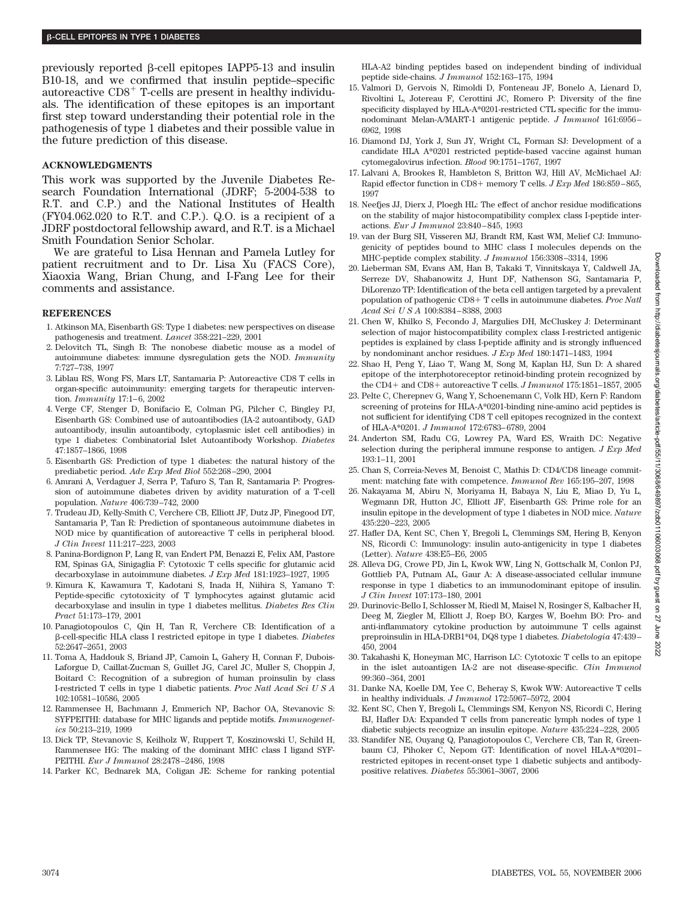previously reported β-cell epitopes IAPP5-13 and insulin B10-18, and we confirmed that insulin peptide–specific autoreactive $CD8^+$ T-cells are present in healthy individuals. The identification of these epitopes is an important first step toward understanding their potential role in the pathogenesis of type 1 diabetes and their possible value in the future prediction of this disease.

## ACKNOWLEDGMENTS

This work was supported by the Juvenile Diabetes Research Foundation International (JDRF; 5-2004-538 to R.T. and C.P.) and the National Institutes of Health (FY04.062.020 to R.T. and C.P.). Q.O. is a recipient of a JDRF postdoctoral fellowship award, and R.T. is a Michael Smith Foundation Senior Scholar.

We are grateful to Lisa Hennan and Pamela Lutley for patient recruitment and to Dr. Lisa Xu (FACS Core), Xiaoxia Wang, Brian Chung, and I-Fang Lee for their comments and assistance.

## REFERENCES

1. Atkinson MA, Eisenbarth GS: Type 1 diabetes: new perspectives on disease pathogenesis and treatment. *Lancet* 358:221–229, 2001
2. Delovitch TL, Singh B: The nonobese diabetic mouse as a model of autoimmune diabetes: immune dysregulation gets the NOD. *Immunity* 7:727–738, 1997
3. Liblau RS, Wong FS, Mars LT, Santamaria P: Autoreactive CD8 T cells in organ-specific autoimmunity: emerging targets for therapeutic intervention. *Immunity* 17:1–6, 2002
4. Verge CF, Stenger D, Bonifacio E, Colman PG, Pilcher C, Bingley PJ, Eisenbarth GS: Combined use of autoantibodies (IA-2 autoantibody, GAD autoantibody, insulin autoantibody, cytoplasmic islet cell antibodies) in type 1 diabetes: Combinatorial Islet Autoantibody Workshop. *Diabetes* 47:1857–1866, 1998
5. Eisenbarth GS: Prediction of type 1 diabetes: the natural history of the prediabetic period. *Adv Exp Med Biol* 552:268–290, 2004
6. Amrani A, Verdaguer J, Serra P, Tafuro S, Tan R, Santamaria P: Progression of autoimmune diabetes driven by avidity maturation of a T-cell population. *Nature* 406:739–742, 2000
7. Trudeau JD, Kelly-Smith C, Verchere CB, Elliott JF, Dutz JP, Finegood DT, Santamaria P, Tan R: Prediction of spontaneous autoimmune diabetes in NOD mice by quantification of autoreactive T cells in peripheral blood. *J Clin Invest* 111:217–223, 2003
8. Panina-Bordignon P, Lang R, van Endert PM, Benazzi E, Felix AM, Pastore RM, Spinas GA, Sinigaglia F: Cytotoxic T cells specific for glutamic acid decarboxylase in autoimmune diabetes. *J Exp Med* 181:1923–1927, 1995
9. Kimura K, Kawamura T, Kadotani S, Inada H, Niihira S, Yamano T: Peptide-specific cytotoxicity of T lymphocytes against glutamic acid decarboxylase and insulin in type 1 diabetes mellitus. *Diabetes Res Clin Pract* 51:173–179, 2001
10. Panagiotopoulos C, Qin H, Tan R, Verchere CB: Identification of a β-cell-specific HLA class I restricted epitope in type 1 diabetes. *Diabetes* 52:2647–2651, 2003
11. Toma A, Haddouk S, Briand JP, Camoin L, Gahery H, Connan F, Dubois-Laforgue D, Caillat-Zucman S, Guillet JG, Carel JC, Muller S, Choppin J, Boitard C: Recognition of a subregion of human proinsulin by class I-restricted T cells in type 1 diabetic patients. *Proc Natl Acad Sci U S A* 102:10581–10586, 2005
12. Rammensee H, Bachmann J, Emmerich NP, Bachor OA, Stevanovic S: SYFPEITHI: database for MHC ligands and peptide motifs. *Immunogenetics* 50:213–219, 1999
13. Dick TP, Stevanovic S, Keilholz W, Ruppert T, Koszinowski U, Schild H, Rammensee HG: The making of the dominant MHC class I ligand SYFPEITHI. *Eur J Immunol* 28:2478–2486, 1998
14. Parker KC, Bednarek MA, Coligan JE: Scheme for ranking potential HLA-A2 binding peptides based on independent binding of individual peptide side-chains. *J Immunol* 152:163–175, 1994
15. Valmori D, Gervois N, Rimoldi D, Fonteneau JF, Bonelo A, Lienard D, Rivoltini L, Jotereau F, Cerottini JC, Romero P: Diversity of the fine specificity displayed by HLA-A*0201-restricted CTL specific for the immunodominant Melan-A/MART-1 antigenic peptide. *J Immunol* 161:6956–6962, 1998
16. Diamond DJ, York J, Sun JY, Wright CL, Forman SJ: Development of a candidate HLA A*0201 restricted peptide-based vaccine against human cytomegalovirus infection. *Blood* 90:1751–1767, 1997
17. Lalvani A, Brookes R, Hambleton S, Britton WJ, Hill AV, McMichael AJ: Rapid effector function in CD8+ memory T cells. *J Exp Med* 186:859–865, 1997
18. Neefjes JJ, Dierx J, Ploegh HL: The effect of anchor residue modifications on the stability of major histocompatibility complex class I-peptide interactions. *Eur J Immunol* 23:840–845, 1993
19. van der Burg SH, Visseren MJ, Brandt RM, Kast WM, Melief CJ: Immunogenicity of peptides bound to MHC class I molecules depends on the MHC-peptide complex stability. *J Immunol* 156:3308–3314, 1996
20. Lieberman SM, Evans AM, Han B, Takaki T, Vinnitskaya Y, Caldwell JA, Serreze DV, Shabanowitz J, Hunt DF, Nathenson SG, Santamaria P, DiLorenzo TP: Identification of the beta cell antigen targeted by a prevalent population of pathogenic CD8+ T cells in autoimmune diabetes. *Proc Natl Acad Sci U S A* 100:8384–8388, 2003
21. Chen W, Khilko S, Fecondo J, Margulies DH, McCluskey J: Determinant selection of major histocompatibility complex class I-restricted antigenic peptides is explained by class I-peptide affinity and is strongly influenced by nondominant anchor residues. *J Exp Med* 180:1471–1483, 1994
22. Shao H, Peng Y, Liao T, Wang M, Song M, Kaplan HJ, Sun D: A shared epitope of the interphotoreceptor retinoid-binding protein recognized by the CD4+ and CD8+ autoreactive T cells. *J Immunol* 175:1851–1857, 2005
23. Pelte C, Cherepnev G, Wang Y, Schoenemann C, Volk HD, Kern F: Random screening of proteins for HLA-A*0201-binding nine-amino acid peptides is not sufficient for identifying CD8 T cell epitopes recognized in the context of HLA-A*0201. *J Immunol* 172:6783–6789, 2004
24. Anderton SM, Radu CG, Lowrey PA, Ward ES, Wraith DC: Negative selection during the peripheral immune response to antigen. *J Exp Med* 193:1–11, 2001
25. Chan S, Correia-Neves M, Benoist C, Mathis D: CD4/CD8 lineage commitment: matching fate with competence. *Immunol Rev* 165:195–207, 1998
26. Nakayama M, Abiru N, Moriyama H, Babaya N, Liu E, Miao D, Yu L, Wegmann DR, Hutton JC, Elliott JF, Eisenbarth GS: Prime role for an insulin epitope in the development of type 1 diabetes in NOD mice. *Nature* 435:220–223, 2005
27. Hafler DA, Kent SC, Chen Y, Bregoli L, Clemmings SM, Hering B, Kenyon NS, Ricordi C: Immunology: insulin auto-antigenicity in type 1 diabetes (Letter). *Nature* 438:E5–E6, 2005
28. Alleva DG, Crowe PD, Jin L, Kwok WW, Ling N, Gottschalk M, Conlon PJ, Gottlieb PA, Putnam AL, Gaur A: A disease-associated cellular immune response in type 1 diabetics to an immunodominant epitope of insulin. *J Clin Invest* 107:173–180, 2001
29. Durinovic-Bello I, Schlosser M, Riedl M, Maisel N, Rosinger S, Kalbacher H, Deeg M, Ziegler M, Elliott J, Roep BO, Karges W, Boehm BO: Pro- and anti-inflammatory cytokine production by autoimmune T cells against preproinsulin in HLA-DRB1*04, DQ8 type 1 diabetes. *Diabetologia* 47:439–450, 2004
30. Takahashi K, Honeyman MC, Harrison LC: Cytotoxic T cells to an epitope in the islet autoantigen IA-2 are not disease-specific. *Clin Immunol* 99:360–364, 2001
31. Danke NA, Koelle DM, Yee C, Beheray S, Kwok WW: Autoreactive T cells in healthy individuals. *J Immunol* 172:5967–5972, 2004
32. Kent SC, Chen Y, Bregoli L, Clemmings SM, Kenyon NS, Ricordi C, Hering BJ, Hafler DA: Expanded T cells from pancreatic lymph nodes of type 1 diabetic subjects recognize an insulin epitope. *Nature* 435:224–228, 2005
33. Standifer NE, Ouyang Q, Panagiotopoulos C, Verchere CB, Tan R, Greenbaum CJ, Pihoker C, Nepom GT: Identification of novel HLA-A*0201–restricted epitopes in recent-onset type 1 diabetic subjects and antibody-positive relatives. *Diabetes* 55:3061–3067, 2006